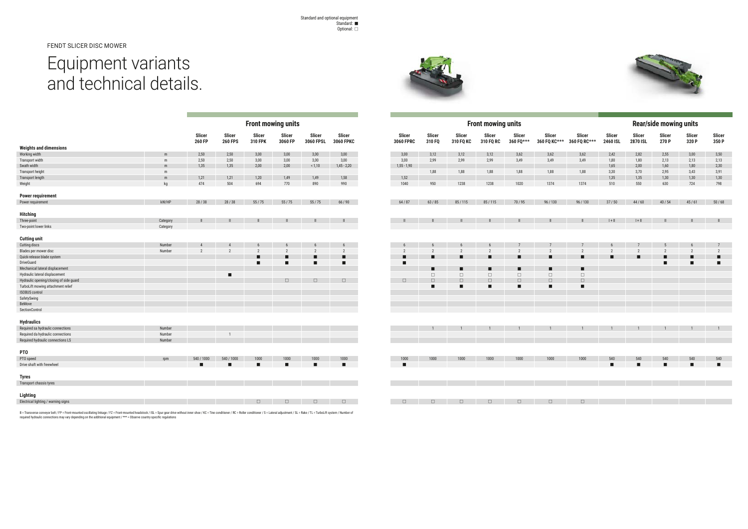Standard and optional equipment
Standard: ■
Optional: □

FENDT SLICER DISC MOWER

# Equipment variants and technical details.

| | | Front mowing units | | | | | | | | | | | | | Rear/side mowing units | | | | |
|---|---|---|---|---|---|---|---|---|---|---|---|---|---|---|---|---|---|---|---|
| | | Slicer 260 FP | Slicer 260 FPS | Slicer 310 FPK | Slicer 3060 FP | Slicer 3060 FPSL | Slicer 3060 FPKC | Slicer 3060 FPRC | Slicer 310 FQ | Slicer 310 FQ KC | Slicer 310 FQ RC | Slicer 360 FQ*** | Slicer 360 FQ KC*** | Slicer 360 FQ RC*** | Slicer 2460 ISL | Slicer 2870 ISL | Slicer 270 P | Slicer 320 P | Slicer 350 P |
| **Weights and dimensions** | | | | | | | | | | | | | | | | | | | |
| Working width | m | 2,50 | 2,50 | 3,00 | 3,00 | 3,00 | 3,00 | 3,00 | 3,12 | 3,12 | 3,12 | 3,62 | 3,62 | 3,62 | 2,42 | 2,82 | 2,55 | 3,00 | 3,50 |
| Transport width | m | 2,50 | 2,50 | 3,00 | 3,00 | 3,00 | 3,00 | 3,00 | 2,99 | 2,99 | 2,99 | 3,49 | 3,49 | 3,49 | 1,80 | 1,80 | 2,13 | 2,13 | 2,13 |
| Swath width | m | 1,35 | 1,35 | 2,00 | 2,00 | < 1,10 | 1,45 - 2,20 | 1,55 - 1,90 | | | | | | | 1,65 | 2,00 | 1,60 | 1,80 | 2,30 |
| Transport height | m | | | | | | | | 1,88 | 1,88 | 1,88 | 1,88 | 1,88 | 1,88 | 3,30 | 3,70 | 2,95 | 3,43 | 3,91 |
| Transport length | m | 1,21 | 1,21 | 1,20 | 1,49 | 1,49 | 1,58 | 1,52 | | | | | | | 1,35 | 1,35 | 1,30 | 1,30 | 1,30 |
| Weight | kg | 474 | 504 | 694 | 770 | 890 | 990 | 1040 | 950 | 1238 | 1238 | 1020 | 1374 | 1374 | 510 | 550 | 630 | 724 | 798 |
| **Power requirement** | | | | | | | | | | | | | | | | | | | |
| Power requirement | kW/HP | 28 / 38 | 28 / 38 | 55 / 75 | 55 / 75 | 55 / 75 | 66 / 90 | 64 / 87 | 63 / 85 | 85 / 115 | 85 / 115 | 70 / 95 | 96 / 130 | 96 / 130 | 37 / 50 | 44 / 60 | 40 / 54 | 45 / 61 | 50 / 68 |
| **Hitching** | | | | | | | | | | | | | | | | | | | |
| Three-point | Category | II | II | II | II | II | II | II | II | II | II | II | II | II | I + II | I + II | II | II | II |
| Two-point lower links | Category | | | | | | | | | | | | | | | | | | |
| **Cutting unit** | | | | | | | | | | | | | | | | | | | |
| Cutting discs | Number | 4 | 4 | 6 | 6 | 6 | 6 | 6 | 6 | 6 | 6 | 7 | 7 | 7 | 6 | 7 | 5 | 6 | 7 |
| Blades per mower disc | Number | 2 | 2 | 2 | 2 | 2 | 2 | 2 | 2 | 2 | 2 | 2 | 2 | 2 | 2 | 2 | 2 | 2 | 2 |
| Quick-release blade system | | | | ■ | ■ | ■ | ■ | ■ | ■ | ■ | ■ | ■ | ■ | ■ | ■ | ■ | ■ | ■ | ■ |
| DriveGuard | | | | ■ | ■ | ■ | ■ | ■ | | | | | | | | | ■ | ■ | ■ |
| Mechanical lateral displacement | | | | | | | | | ■ | ■ | ■ | ■ | ■ | ■ | | | | | |
| Hydraulic lateral displacement | | | ■ | | | | | | □ | □ | □ | □ | □ | □ | | | | | |
| Hydraulic opening/closing of side guard | | | | | □ | □ | □ | □ | □ | □ | □ | □ | □ | □ | | | | | |
| TurboLift mowing attachment relief | | | | | | | | | ■ | ■ | ■ | ■ | ■ | ■ | | | | | |
| ISOBUS control | | | | | | | | | | | | | | | | | | | |
| SafetySwing | | | | | | | | | | | | | | | | | | | |
| BeMove | | | | | | | | | | | | | | | | | | | |
| SectionControl | | | | | | | | | | | | | | | | | | | |
| **Hydraulics** | | | | | | | | | | | | | | | | | | | |
| Required sa hydraulic connections | Number | | | | | | | | 1 | 1 | 1 | 1 | 1 | 1 | 1 | 1 | 1 | 1 | 1 |
| Required da hydraulic connections | Number | | 1 | | | | | | | | | | | | | | | | |
| Required hydraulic connections LS | Number | | | | | | | | | | | | | | | | | | |
| **PTO** | | | | | | | | | | | | | | | | | | | |
| PTO speed | rpm | 540 / 1000 | 540 / 1000 | 1000 | 1000 | 1000 | 1000 | 1000 | 1000 | 1000 | 1000 | 1000 | 1000 | 1000 | 540 | 540 | 540 | 540 | 540 |
| Drive shaft with freewheel | | ■ | ■ | ■ | ■ | ■ | ■ | ■ | | | | | | | ■ | ■ | ■ | ■ | ■ |
| **Tyres** | | | | | | | | | | | | | | | | | | | |
| Transport chassis tyres | | | | | | | | | | | | | | | | | | | |
| **Lighting** | | | | | | | | | | | | | | | | | | | |
| Electrical lighting / warning signs | | | | □ | □ | □ | □ | □ | □ | □ | □ | □ | □ | □ | | | | | |

B = Transverse conveyor belt / FP = Front-mounted oscillating linkage / FZ = Front-mounted headstock / ISL = Spur gear drive without inner shoe / KC = Tine conditioner / RC = Roller conditioner / S = Lateral adjustment / SL = Rake / TL = TurboLift system / Number of required hydraulic connections may vary depending on the additional equipment / *** = Observe country-specific regulations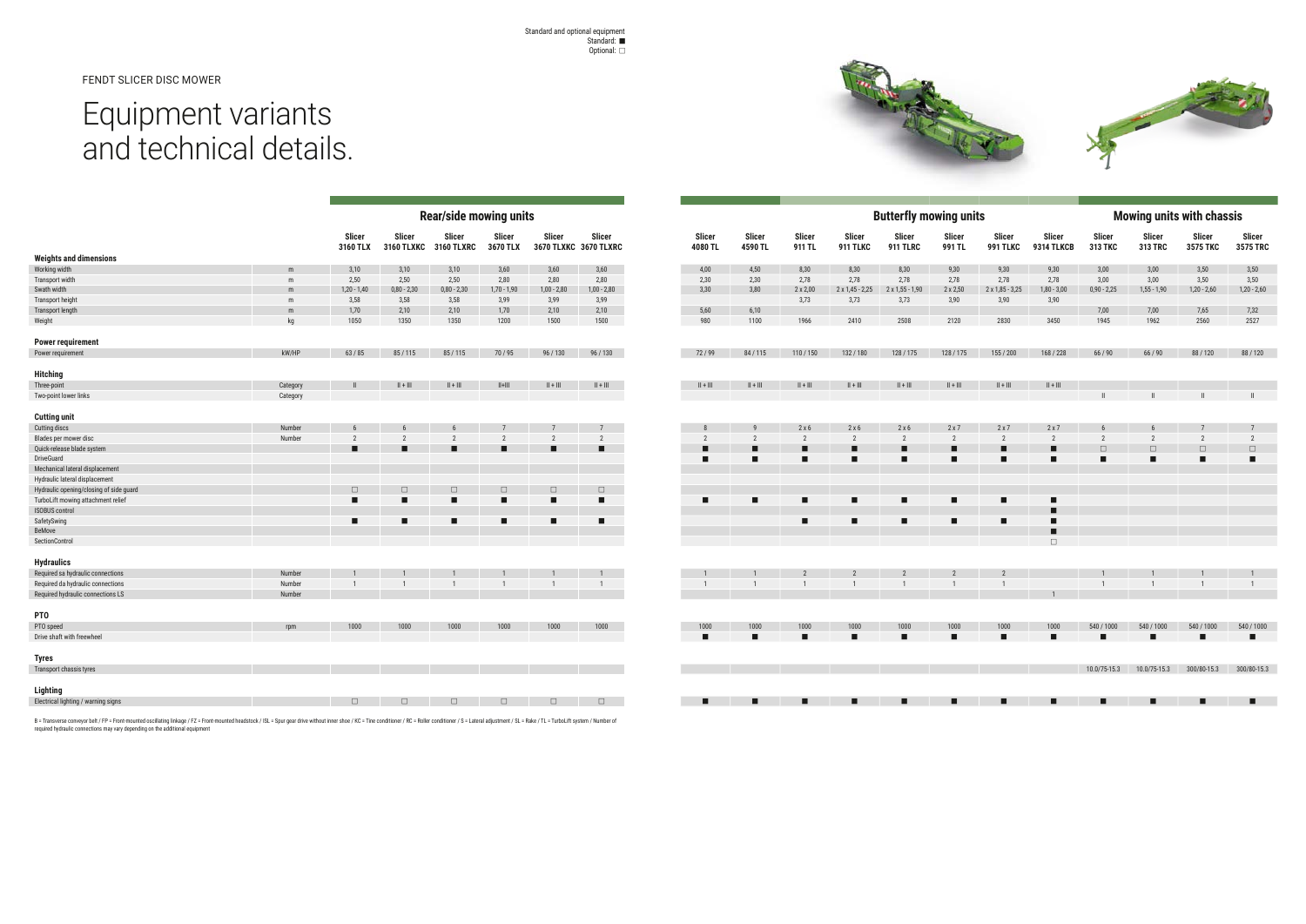FENDT SLICER DISC MOWER

# Equipment variants and technical details.

Standard and optional equipment
Standard: ■
Optional: □

| | | Rear/side mowing units | | | | | | Butterfly mowing units | | | | | | | | Mowing units with chassis | | | |
|---|---|---|---|---|---|---|---|---|---|---|---|---|---|---|---|---|---|---|---|
| | | Slicer 3160 TLX | Slicer 3160 TLXKC | Slicer 3160 TLXRC | Slicer 3670 TLX | Slicer 3670 TLXKC | Slicer 3670 TLXRC | Slicer 4080 TL | Slicer 4590 TL | Slicer 911 TL | Slicer 911 TLKC | Slicer 911 TLRC | Slicer 991 TL | Slicer 991 TLKC | Slicer 9314 TLKCB | Slicer 313 TKC | Slicer 313 TRC | Slicer 3575 TKC | Slicer 3575 TRC |
| **Weights and dimensions** | | | | | | | | | | | | | | | | | | | |
| Working width | m | 3,10 | 3,10 | 3,10 | 3,60 | 3,60 | 3,60 | 4,00 | 4,50 | 8,30 | 8,30 | 8,30 | 9,30 | 9,30 | 9,30 | 3,00 | 3,00 | 3,50 | 3,50 |
| Transport width | m | 2,50 | 2,50 | 2,50 | 2,80 | 2,80 | 2,80 | 2,30 | 2,30 | 2,78 | 2,78 | 2,78 | 2,78 | 2,78 | 2,78 | 3,00 | 3,00 | 3,50 | 3,50 |
| Swath width | m | 1,20 - 1,40 | 0,80 - 2,30 | 0,80 - 2,30 | 1,70 - 1,90 | 1,00 - 2,80 | 1,00 - 2,80 | 3,30 | 3,80 | 2 x 2,00 | 2 x 1,45 - 2,25 | 2 x 1,55 - 1,90 | 2 x 2,50 | 2 x 1,85 - 3,25 | 1,80 - 3,00 | 0,90 - 2,25 | 1,55 - 1,90 | 1,20 - 2,60 | 1,20 - 2,60 |
| Transport height | m | 3,58 | 3,58 | 3,58 | 3,99 | 3,99 | 3,99 | | | 3,73 | 3,73 | 3,73 | 3,90 | 3,90 | 3,90 | | | | |
| Transport length | m | 1,70 | 2,10 | 2,10 | 1,70 | 2,10 | 2,10 | 5,60 | 6,10 | | | | | | | 7,00 | 7,00 | 7,65 | 7,32 |
| Weight | kg | 1050 | 1350 | 1350 | 1200 | 1500 | 1500 | 980 | 1100 | 1966 | 2410 | 2508 | 2120 | 2830 | 3450 | 1945 | 1962 | 2560 | 2527 |
| **Power requirement** | | | | | | | | | | | | | | | | | | | |
| Power requirement | kW/HP | 63 / 85 | 85 / 115 | 85 / 115 | 70 / 95 | 96 / 130 | 96 / 130 | 72 / 99 | 84 / 115 | 110 / 150 | 132 / 180 | 128 / 175 | 128 / 175 | 155 / 200 | 168 / 228 | 66 / 90 | 66 / 90 | 88 / 120 | 88 / 120 |
| **Hitching** | | | | | | | | | | | | | | | | | | | |
| Three-point | Category | II | II + III | II + III | II+III | II + III | II + III | II + III | II + III | II + III | II + III | II + III | II + III | II + III | II + III | | | | |
| Two-point lower links | Category | | | | | | | | | | | | | | | II | II | II | II |
| **Cutting unit** | | | | | | | | | | | | | | | | | | | |
| Cutting discs | Number | 6 | 6 | 6 | 7 | 7 | 7 | 8 | 9 | 2 x 6 | 2 x 6 | 2 x 6 | 2 x 7 | 2 x 7 | 2 x 7 | 6 | 6 | 7 | 7 |
| Blades per mower disc | Number | 2 | 2 | 2 | 2 | 2 | 2 | 2 | 2 | 2 | 2 | 2 | 2 | 2 | 2 | 2 | 2 | 2 | 2 |
| Quick-release blade system | | ■ | ■ | ■ | ■ | ■ | ■ | ■ | ■ | ■ | ■ | ■ | ■ | ■ | ■ | □ | □ | □ | □ |
| DriveGuard | | | | | | | | ■ | ■ | ■ | ■ | ■ | ■ | ■ | ■ | ■ | ■ | ■ | ■ |
| Mechanical lateral displacement | | | | | | | | | | | | | | | | | | | |
| Hydraulic lateral displacement | | | | | | | | | | | | | | | | | | | |
| Hydraulic opening/closing of side guard | | □ | □ | □ | □ | □ | □ | | | | | | | | | | | | |
| TurboLift mowing attachment relief | | ■ | ■ | ■ | ■ | ■ | ■ | ■ | ■ | ■ | ■ | ■ | ■ | ■ | ■ | | | | |
| ISOBUS control | | | | | | | | | | | | | | | ■ | | | | |
| SafetySwing | | ■ | ■ | ■ | ■ | ■ | ■ | | | ■ | ■ | ■ | ■ | ■ | ■ | | | | |
| BeMove | | | | | | | | | | | | | | | ■ | | | | |
| SectionControl | | | | | | | | | | | | | | | □ | | | | |
| **Hydraulics** | | | | | | | | | | | | | | | | | | | |
| Required sa hydraulic connections | Number | 1 | 1 | 1 | 1 | 1 | 1 | 1 | 1 | 2 | 2 | 2 | 2 | 2 | | 1 | 1 | 1 | 1 |
| Required da hydraulic connections | Number | 1 | 1 | 1 | 1 | 1 | 1 | 1 | 1 | 1 | 1 | 1 | 1 | 1 | | 1 | 1 | 1 | 1 |
| Required hydraulic connections LS | Number | | | | | | | | | | | | | | 1 | | | | |
| **PTO** | | | | | | | | | | | | | | | | | | | |
| PTO speed | rpm | 1000 | 1000 | 1000 | 1000 | 1000 | 1000 | 1000 | 1000 | 1000 | 1000 | 1000 | 1000 | 1000 | 1000 | 540 / 1000 | 540 / 1000 | 540 / 1000 | 540 / 1000 |
| Drive shaft with freewheel | | | | | | | | ■ | ■ | ■ | ■ | ■ | ■ | ■ | ■ | ■ | ■ | ■ | ■ |
| **Tyres** | | | | | | | | | | | | | | | | | | | |
| Transport chassis tyres | | | | | | | | | | | | | | | | 10.0/75-15.3 | 10.0/75-15.3 | 300/80-15.3 | 300/80-15.3 |
| **Lighting** | | | | | | | | | | | | | | | | | | | |
| Electrical lighting / warning signs | | □ | □ | □ | □ | □ | □ | ■ | ■ | ■ | ■ | ■ | ■ | ■ | ■ | ■ | ■ | ■ | ■ |

B = Transverse conveyor belt / FP = Front-mounted oscillating linkage / FZ = Front-mounted headstock / ISL = Spur gear drive without inner shoe / KC = Tine conditioner / RC = Roller conditioner / S = Lateral adjustment / SL = Rake / TL = TurboLift system / Number of required hydraulic connections may vary depending on the additional equipment